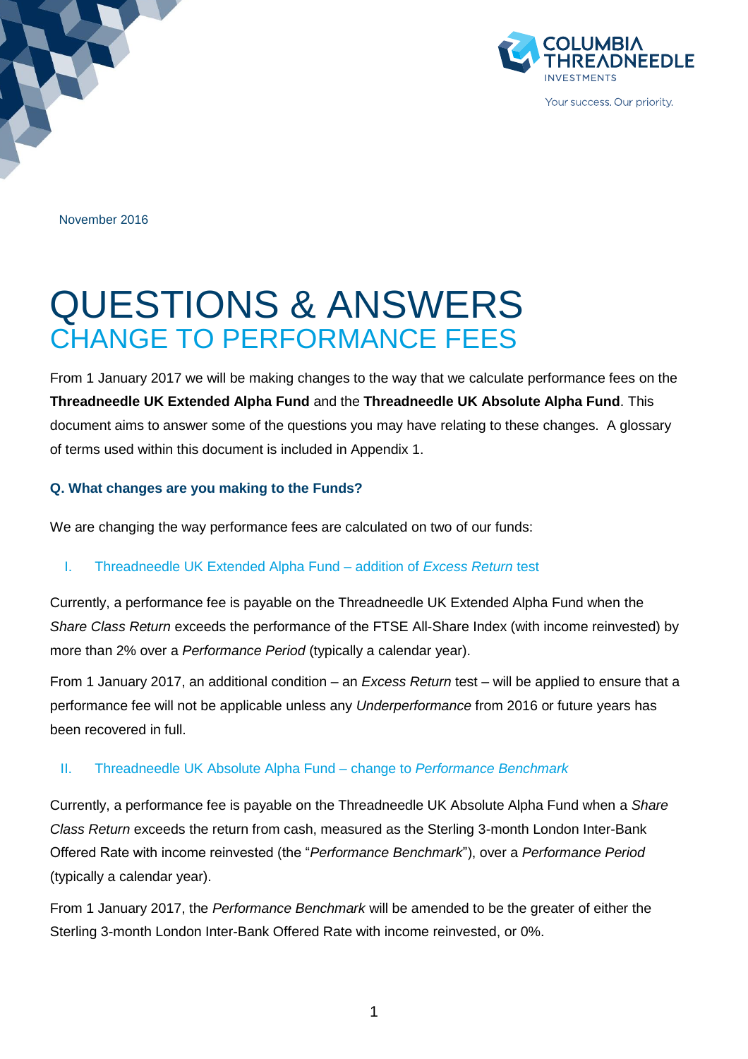November 2016

# QUESTIONS & ANSWERS
## CHANGE TO PERFORMANCE FEES

From 1 January 2017 we will be making changes to the way that we calculate performance fees on the **Threadneedle UK Extended Alpha Fund** and the **Threadneedle UK Absolute Alpha Fund**. This document aims to answer some of the questions you may have relating to these changes. A glossary of terms used within this document is included in Appendix 1.

### Q. What changes are you making to the Funds?

We are changing the way performance fees are calculated on two of our funds:

#### I. Threadneedle UK Extended Alpha Fund – addition of *Excess Return* test

Currently, a performance fee is payable on the Threadneedle UK Extended Alpha Fund when the *Share Class Return* exceeds the performance of the FTSE All-Share Index (with income reinvested) by more than 2% over a *Performance Period* (typically a calendar year).

From 1 January 2017, an additional condition – an *Excess Return* test – will be applied to ensure that a performance fee will not be applicable unless any *Underperformance* from 2016 or future years has been recovered in full.

#### II. Threadneedle UK Absolute Alpha Fund – change to *Performance Benchmark*

Currently, a performance fee is payable on the Threadneedle UK Absolute Alpha Fund when a *Share Class Return* exceeds the return from cash, measured as the Sterling 3-month London Inter-Bank Offered Rate with income reinvested (the "*Performance Benchmark*"), over a *Performance Period* (typically a calendar year).

From 1 January 2017, the *Performance Benchmark* will be amended to be the greater of either the Sterling 3-month London Inter-Bank Offered Rate with income reinvested, or 0%.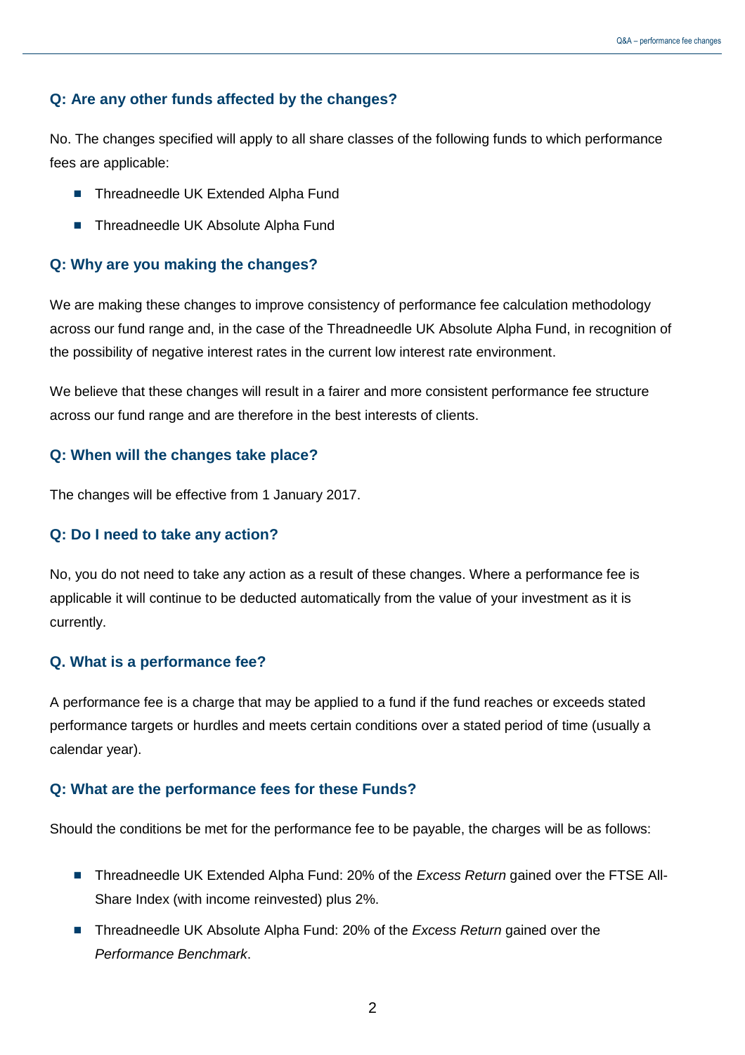### Q: Are any other funds affected by the changes?

No. The changes specified will apply to all share classes of the following funds to which performance fees are applicable:

- Threadneedle UK Extended Alpha Fund
- Threadneedle UK Absolute Alpha Fund

### Q: Why are you making the changes?

We are making these changes to improve consistency of performance fee calculation methodology across our fund range and, in the case of the Threadneedle UK Absolute Alpha Fund, in recognition of the possibility of negative interest rates in the current low interest rate environment.

We believe that these changes will result in a fairer and more consistent performance fee structure across our fund range and are therefore in the best interests of clients.

### Q: When will the changes take place?

The changes will be effective from 1 January 2017.

### Q: Do I need to take any action?

No, you do not need to take any action as a result of these changes. Where a performance fee is applicable it will continue to be deducted automatically from the value of your investment as it is currently.

### Q. What is a performance fee?

A performance fee is a charge that may be applied to a fund if the fund reaches or exceeds stated performance targets or hurdles and meets certain conditions over a stated period of time (usually a calendar year).

### Q: What are the performance fees for these Funds?

Should the conditions be met for the performance fee to be payable, the charges will be as follows:

- Threadneedle UK Extended Alpha Fund: 20% of the *Excess Return* gained over the FTSE All-Share Index (with income reinvested) plus 2%.
- Threadneedle UK Absolute Alpha Fund: 20% of the *Excess Return* gained over the *Performance Benchmark*.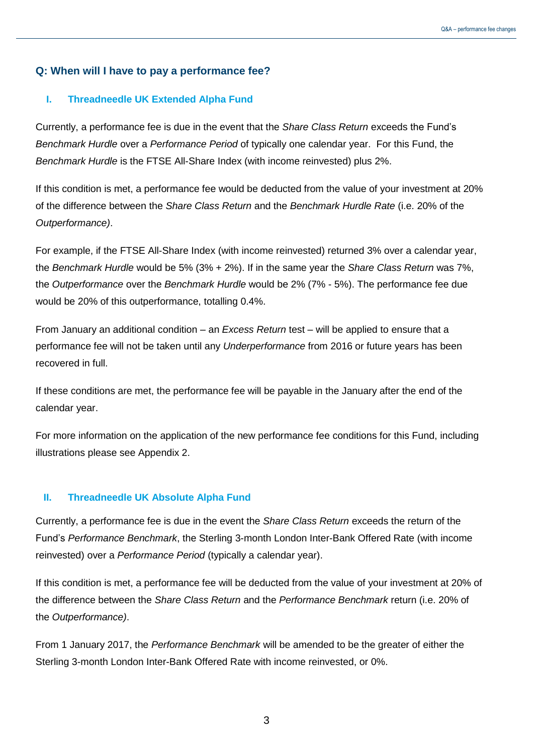## Q: When will I have to pay a performance fee?

### I. Threadneedle UK Extended Alpha Fund

Currently, a performance fee is due in the event that the *Share Class Return* exceeds the Fund's *Benchmark Hurdle* over a *Performance Period* of typically one calendar year. For this Fund, the *Benchmark Hurdle* is the FTSE All-Share Index (with income reinvested) plus 2%.

If this condition is met, a performance fee would be deducted from the value of your investment at 20% of the difference between the *Share Class Return* and the *Benchmark Hurdle Rate* (i.e. 20% of the *Outperformance)*.

For example, if the FTSE All-Share Index (with income reinvested) returned 3% over a calendar year, the *Benchmark Hurdle* would be 5% (3% + 2%). If in the same year the *Share Class Return* was 7%, the *Outperformance* over the *Benchmark Hurdle* would be 2% (7% - 5%). The performance fee due would be 20% of this outperformance, totalling 0.4%.

From January an additional condition – an *Excess Return* test – will be applied to ensure that a performance fee will not be taken until any *Underperformance* from 2016 or future years has been recovered in full.

If these conditions are met, the performance fee will be payable in the January after the end of the calendar year.

For more information on the application of the new performance fee conditions for this Fund, including illustrations please see Appendix 2.

### II. Threadneedle UK Absolute Alpha Fund

Currently, a performance fee is due in the event the *Share Class Return* exceeds the return of the Fund's *Performance Benchmark*, the Sterling 3-month London Inter-Bank Offered Rate (with income reinvested) over a *Performance Period* (typically a calendar year).

If this condition is met, a performance fee will be deducted from the value of your investment at 20% of the difference between the *Share Class Return* and the *Performance Benchmark* return (i.e. 20% of the *Outperformance)*.

From 1 January 2017, the *Performance Benchmark* will be amended to be the greater of either the Sterling 3-month London Inter-Bank Offered Rate with income reinvested, or 0%.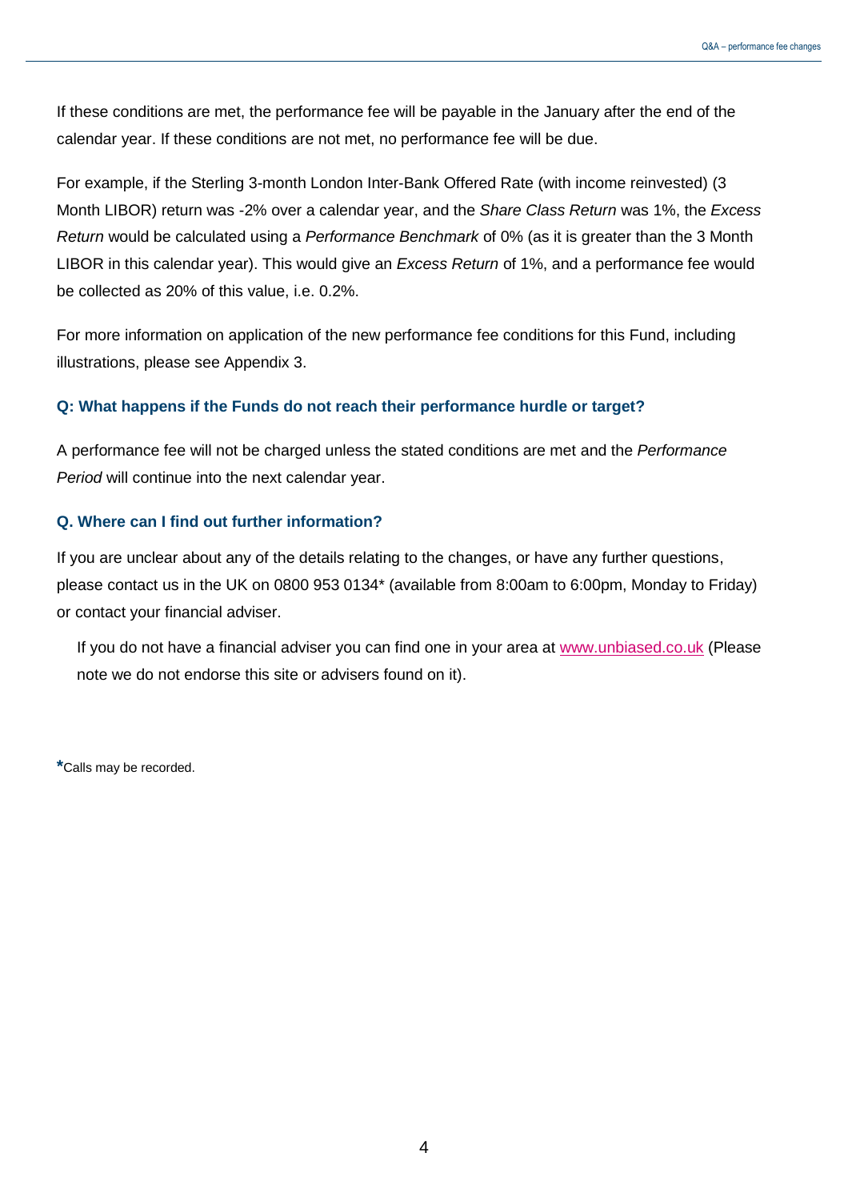If these conditions are met, the performance fee will be payable in the January after the end of the calendar year. If these conditions are not met, no performance fee will be due.

For example, if the Sterling 3-month London Inter-Bank Offered Rate (with income reinvested) (3 Month LIBOR) return was -2% over a calendar year, and the *Share Class Return* was 1%, the *Excess Return* would be calculated using a *Performance Benchmark* of 0% (as it is greater than the 3 Month LIBOR in this calendar year). This would give an *Excess Return* of 1%, and a performance fee would be collected as 20% of this value, i.e. 0.2%.

For more information on application of the new performance fee conditions for this Fund, including illustrations, please see Appendix 3.

### Q: What happens if the Funds do not reach their performance hurdle or target?

A performance fee will not be charged unless the stated conditions are met and the *Performance Period* will continue into the next calendar year.

### Q. Where can I find out further information?

If you are unclear about any of the details relating to the changes, or have any further questions, please contact us in the UK on 0800 953 0134* (available from 8:00am to 6:00pm, Monday to Friday) or contact your financial adviser.

If you do not have a financial adviser you can find one in your area at [www.unbiased.co.uk](http://www.unbiased.co.uk) (Please note we do not endorse this site or advisers found on it).

**\***Calls may be recorded.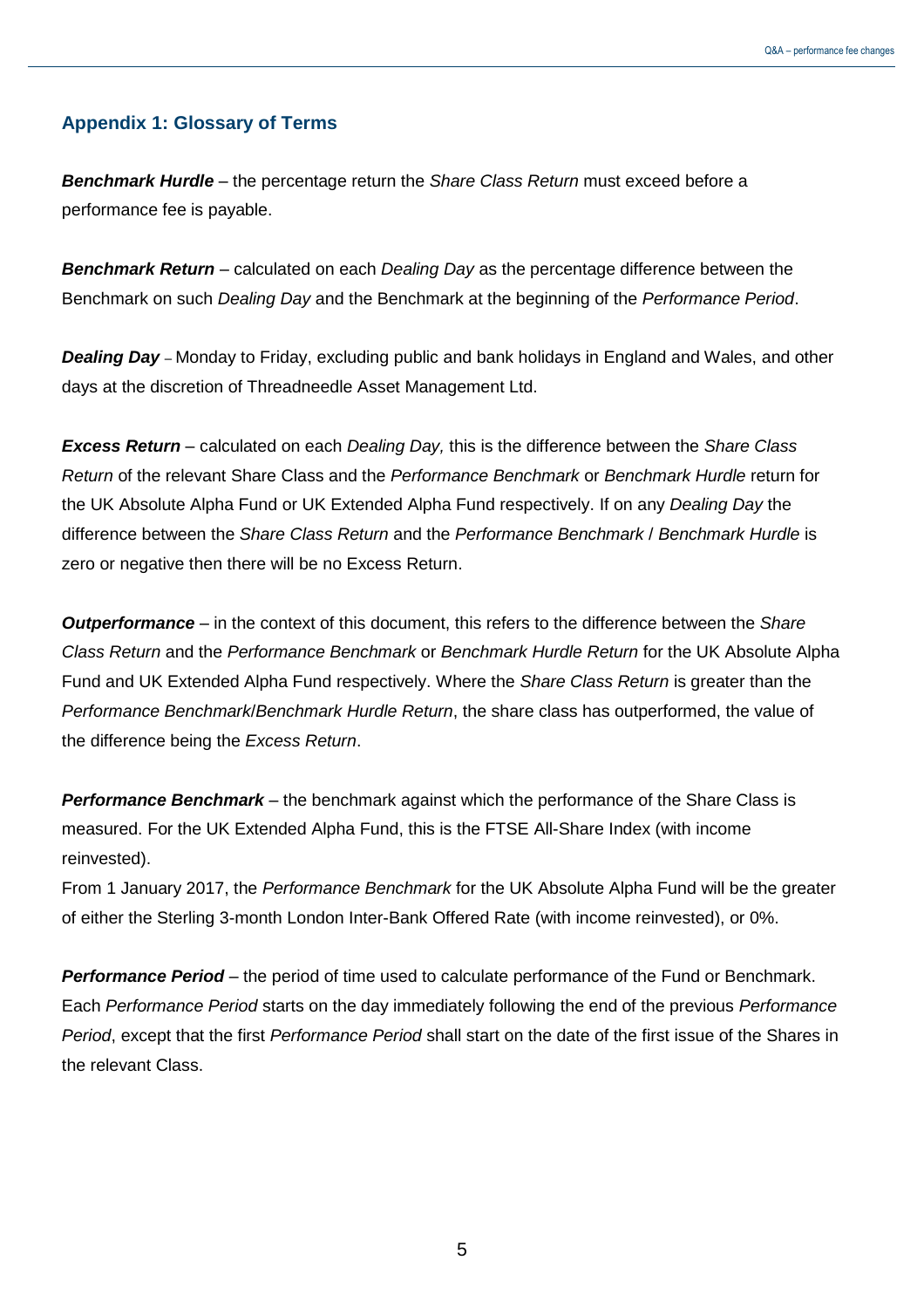## Appendix 1: Glossary of Terms

***Benchmark Hurdle*** – the percentage return the *Share Class Return* must exceed before a performance fee is payable.

***Benchmark Return*** – calculated on each *Dealing Day* as the percentage difference between the Benchmark on such *Dealing Day* and the Benchmark at the beginning of the *Performance Period*.

***Dealing Day*** – Monday to Friday, excluding public and bank holidays in England and Wales, and other days at the discretion of Threadneedle Asset Management Ltd.

***Excess Return*** – calculated on each *Dealing Day,* this is the difference between the *Share Class Return* of the relevant Share Class and the *Performance Benchmark* or *Benchmark Hurdle* return for the UK Absolute Alpha Fund or UK Extended Alpha Fund respectively. If on any *Dealing Day* the difference between the *Share Class Return* and the *Performance Benchmark* / *Benchmark Hurdle* is zero or negative then there will be no Excess Return.

***Outperformance*** – in the context of this document, this refers to the difference between the *Share Class Return* and the *Performance Benchmark* or *Benchmark Hurdle Return* for the UK Absolute Alpha Fund and UK Extended Alpha Fund respectively. Where the *Share Class Return* is greater than the *Performance Benchmark*/*Benchmark Hurdle Return*, the share class has outperformed, the value of the difference being the *Excess Return*.

***Performance Benchmark*** – the benchmark against which the performance of the Share Class is measured. For the UK Extended Alpha Fund, this is the FTSE All-Share Index (with income reinvested).

From 1 January 2017, the *Performance Benchmark* for the UK Absolute Alpha Fund will be the greater of either the Sterling 3-month London Inter-Bank Offered Rate (with income reinvested), or 0%.

***Performance Period*** – the period of time used to calculate performance of the Fund or Benchmark. Each *Performance Period* starts on the day immediately following the end of the previous *Performance Period*, except that the first *Performance Period* shall start on the date of the first issue of the Shares in the relevant Class.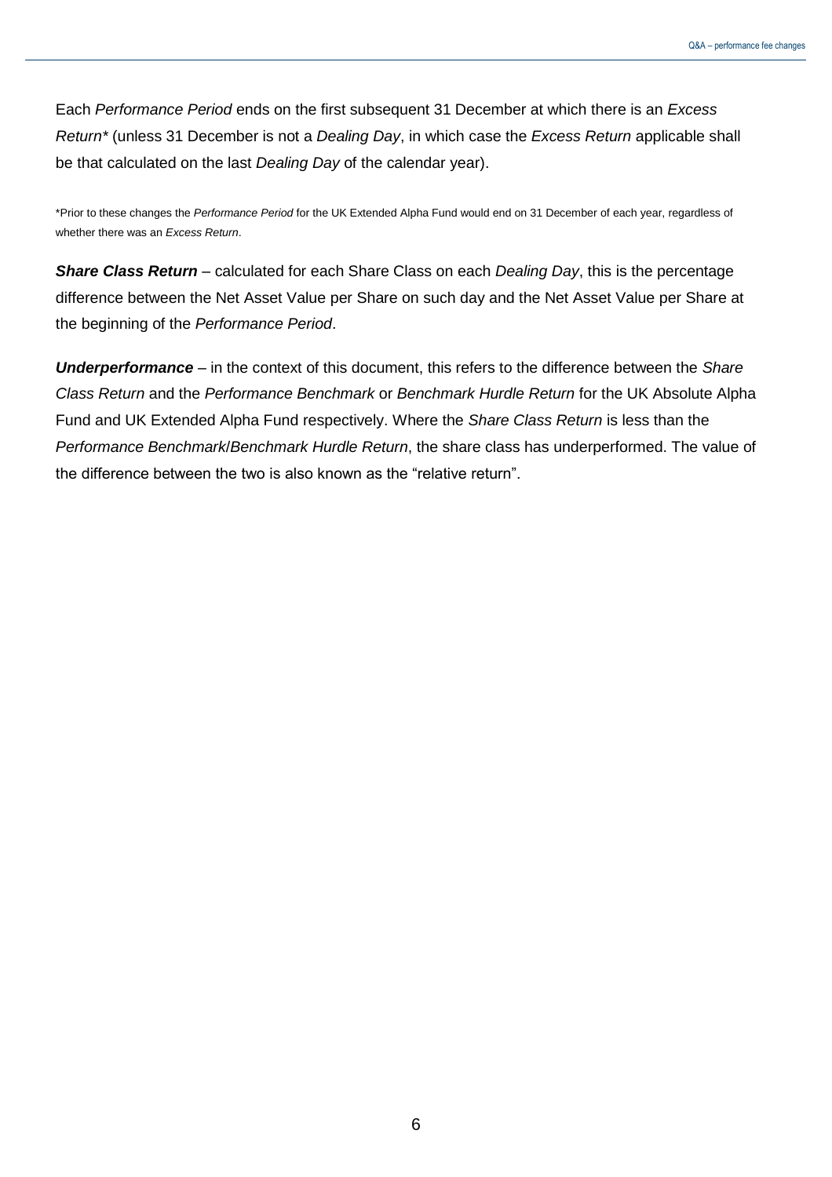Each *Performance Period* ends on the first subsequent 31 December at which there is an *Excess Return** (unless 31 December is not a *Dealing Day*, in which case the *Excess Return* applicable shall be that calculated on the last *Dealing Day* of the calendar year).

*Prior to these changes the *Performance Period* for the UK Extended Alpha Fund would end on 31 December of each year, regardless of whether there was an *Excess Return*.

***Share Class Return*** – calculated for each Share Class on each *Dealing Day*, this is the percentage difference between the Net Asset Value per Share on such day and the Net Asset Value per Share at the beginning of the *Performance Period*.

***Underperformance*** – in the context of this document, this refers to the difference between the *Share Class Return* and the *Performance Benchmark* or *Benchmark Hurdle Return* for the UK Absolute Alpha Fund and UK Extended Alpha Fund respectively. Where the *Share Class Return* is less than the *Performance Benchmark*/*Benchmark Hurdle Return*, the share class has underperformed. The value of the difference between the two is also known as the "relative return".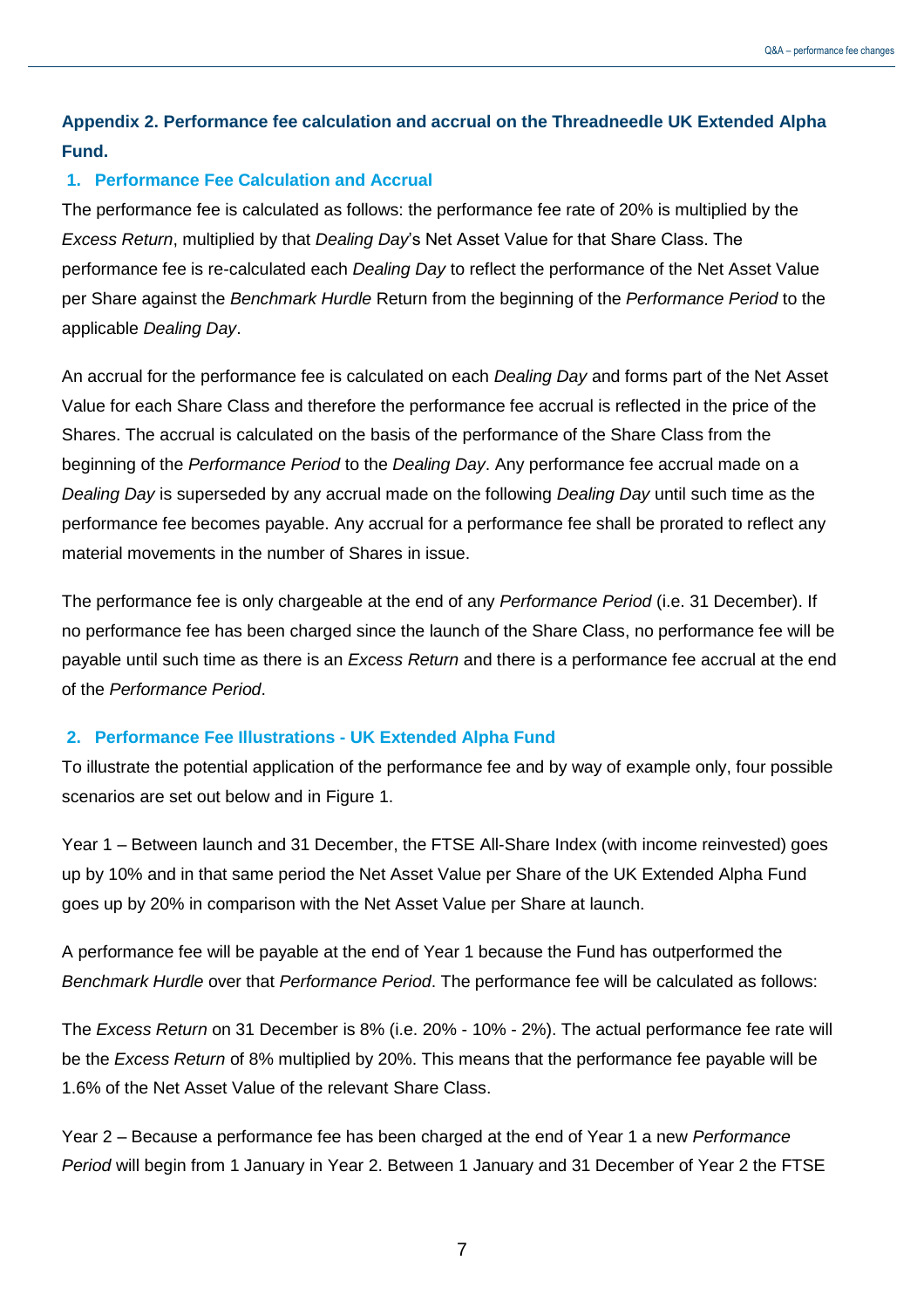## Appendix 2. Performance fee calculation and accrual on the Threadneedle UK Extended Alpha Fund.

### 1. Performance Fee Calculation and Accrual

The performance fee is calculated as follows: the performance fee rate of 20% is multiplied by the *Excess Return*, multiplied by that *Dealing Day*'s Net Asset Value for that Share Class. The performance fee is re-calculated each *Dealing Day* to reflect the performance of the Net Asset Value per Share against the *Benchmark Hurdle* Return from the beginning of the *Performance Period* to the applicable *Dealing Day*.

An accrual for the performance fee is calculated on each *Dealing Day* and forms part of the Net Asset Value for each Share Class and therefore the performance fee accrual is reflected in the price of the Shares. The accrual is calculated on the basis of the performance of the Share Class from the beginning of the *Performance Period* to the *Dealing Day*. Any performance fee accrual made on a *Dealing Day* is superseded by any accrual made on the following *Dealing Day* until such time as the performance fee becomes payable. Any accrual for a performance fee shall be prorated to reflect any material movements in the number of Shares in issue.

The performance fee is only chargeable at the end of any *Performance Period* (i.e. 31 December). If no performance fee has been charged since the launch of the Share Class, no performance fee will be payable until such time as there is an *Excess Return* and there is a performance fee accrual at the end of the *Performance Period*.

### 2. Performance Fee Illustrations - UK Extended Alpha Fund

To illustrate the potential application of the performance fee and by way of example only, four possible scenarios are set out below and in Figure 1.

Year 1 – Between launch and 31 December, the FTSE All-Share Index (with income reinvested) goes up by 10% and in that same period the Net Asset Value per Share of the UK Extended Alpha Fund goes up by 20% in comparison with the Net Asset Value per Share at launch.

A performance fee will be payable at the end of Year 1 because the Fund has outperformed the *Benchmark Hurdle* over that *Performance Period*. The performance fee will be calculated as follows:

The *Excess Return* on 31 December is 8% (i.e. 20% - 10% - 2%). The actual performance fee rate will be the *Excess Return* of 8% multiplied by 20%. This means that the performance fee payable will be 1.6% of the Net Asset Value of the relevant Share Class.

Year 2 – Because a performance fee has been charged at the end of Year 1 a new *Performance Period* will begin from 1 January in Year 2. Between 1 January and 31 December of Year 2 the FTSE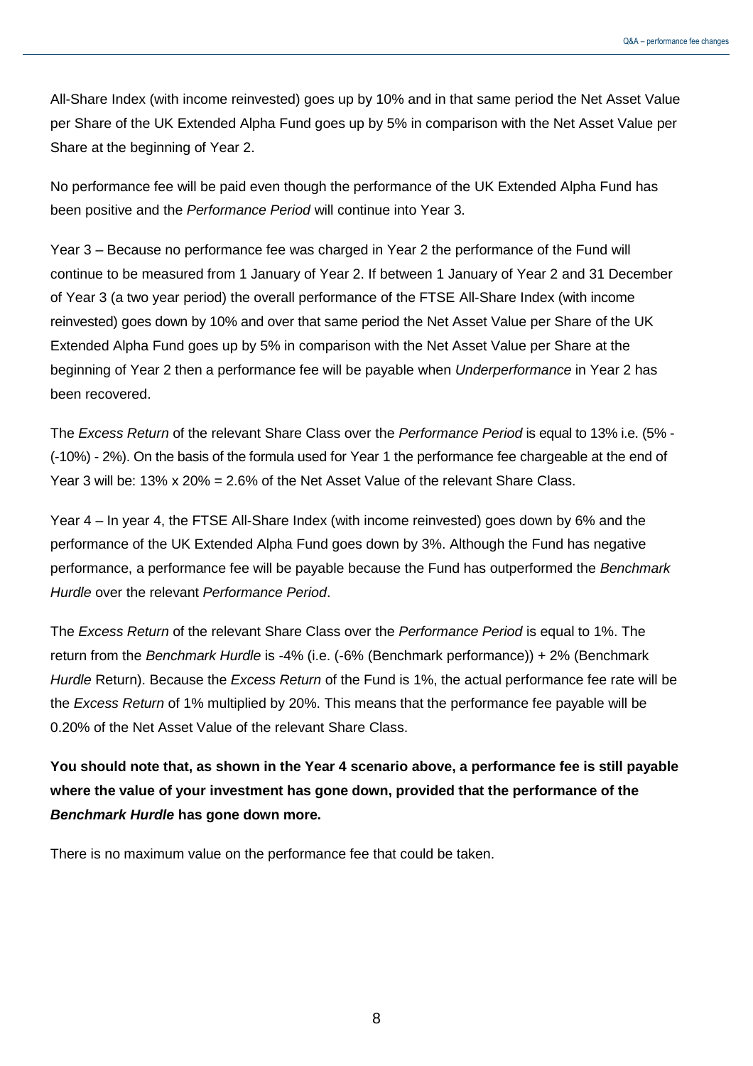All-Share Index (with income reinvested) goes up by 10% and in that same period the Net Asset Value per Share of the UK Extended Alpha Fund goes up by 5% in comparison with the Net Asset Value per Share at the beginning of Year 2.

No performance fee will be paid even though the performance of the UK Extended Alpha Fund has been positive and the *Performance Period* will continue into Year 3.

Year 3 – Because no performance fee was charged in Year 2 the performance of the Fund will continue to be measured from 1 January of Year 2. If between 1 January of Year 2 and 31 December of Year 3 (a two year period) the overall performance of the FTSE All-Share Index (with income reinvested) goes down by 10% and over that same period the Net Asset Value per Share of the UK Extended Alpha Fund goes up by 5% in comparison with the Net Asset Value per Share at the beginning of Year 2 then a performance fee will be payable when *Underperformance* in Year 2 has been recovered.

The *Excess Return* of the relevant Share Class over the *Performance Period* is equal to 13% i.e. (5% - (-10%) - 2%). On the basis of the formula used for Year 1 the performance fee chargeable at the end of Year 3 will be: 13% x 20% = 2.6% of the Net Asset Value of the relevant Share Class.

Year 4 – In year 4, the FTSE All-Share Index (with income reinvested) goes down by 6% and the performance of the UK Extended Alpha Fund goes down by 3%. Although the Fund has negative performance, a performance fee will be payable because the Fund has outperformed the *Benchmark Hurdle* over the relevant *Performance Period*.

The *Excess Return* of the relevant Share Class over the *Performance Period* is equal to 1%. The return from the *Benchmark Hurdle* is -4% (i.e. (-6% (Benchmark performance)) + 2% (Benchmark *Hurdle* Return). Because the *Excess Return* of the Fund is 1%, the actual performance fee rate will be the *Excess Return* of 1% multiplied by 20%. This means that the performance fee payable will be 0.20% of the Net Asset Value of the relevant Share Class.

**You should note that, as shown in the Year 4 scenario above, a performance fee is still payable where the value of your investment has gone down, provided that the performance of the *Benchmark Hurdle* has gone down more.**

There is no maximum value on the performance fee that could be taken.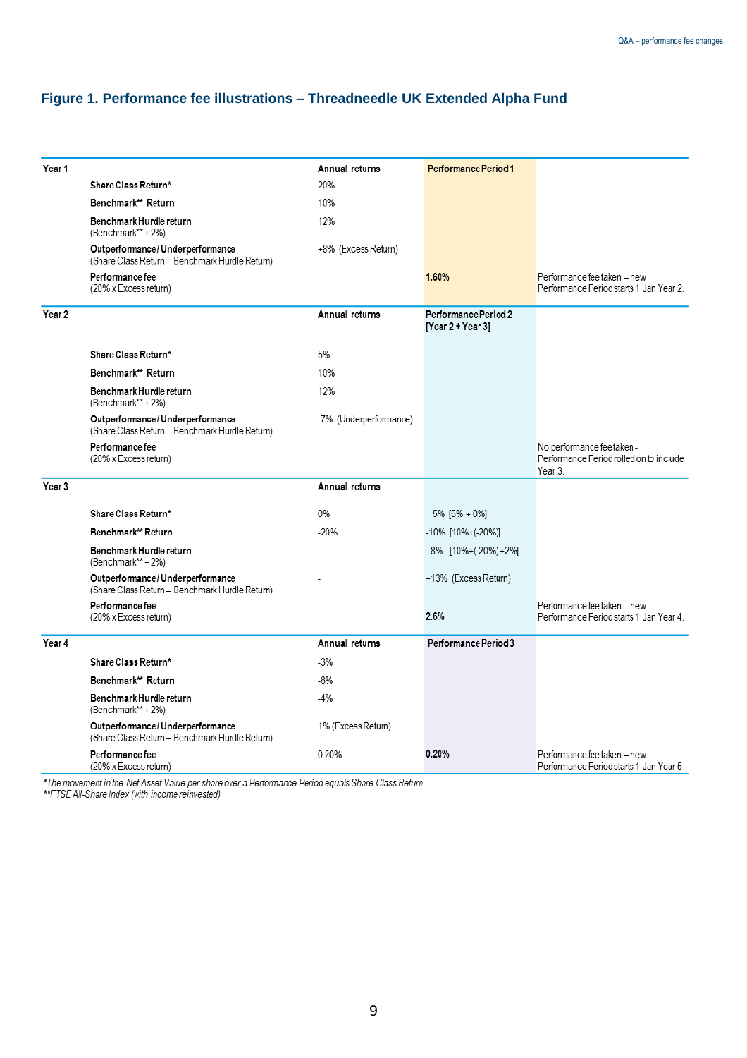## Figure 1. Performance fee illustrations – Threadneedle UK Extended Alpha Fund

| Year 1 | | Annual returns | Performance Period 1 | |
|---|---|---|---|---|
| | **Share Class Return*** | 20% | | |
| | **Benchmark** Return** | 10% | | |
| | **Benchmark Hurdle return** (Benchmark** + 2%) | 12% | | |
| | **Outperformance / Underperformance** (Share Class Return – Benchmark Hurdle Return) | +8% (Excess Return) | | |
| | **Performance fee** (20% x Excess return) | | **1.60%** | Performance fee taken – new Performance Period starts 1 Jan Year 2. |
| **Year 2** | | **Annual returns** | **Performance Period 2 [Year 2 + Year 3]** | |
| | **Share Class Return*** | 5% | | |
| | **Benchmark** Return** | 10% | | |
| | **Benchmark Hurdle return** (Benchmark** + 2%) | 12% | | |
| | **Outperformance / Underperformance** (Share Class Return – Benchmark Hurdle Return) | -7% (Underperformance) | | |
| | **Performance fee** (20% x Excess return) | | | No performance fee taken - Performance Period rolled on to include Year 3. |
| **Year 3** | | **Annual returns** | | |
| | **Share Class Return*** | 0% | 5% [5% + 0%] | |
| | **Benchmark** Return** | -20% | -10% [10%+(-20%)] | |
| | **Benchmark Hurdle return** (Benchmark** + 2%) | - | - 8% [10%+(-20%) +2%] | |
| | **Outperformance / Underperformance** (Share Class Return – Benchmark Hurdle Return) | - | +13% (Excess Return) | |
| | **Performance fee** (20% x Excess return) | | **2.6%** | Performance fee taken – new Performance Period starts 1 Jan Year 4. |
| **Year 4** | | **Annual returns** | **Performance Period 3** | |
| | **Share Class Return*** | -3% | | |
| | **Benchmark** Return** | -6% | | |
| | **Benchmark Hurdle return** (Benchmark** + 2%) | -4% | | |
| | **Outperformance / Underperformance** (Share Class Return – Benchmark Hurdle Return) | 1% (Excess Return) | | |
| | **Performance fee** (20% x Excess return) | 0.20% | **0.20%** | Performance fee taken – new Performance Period starts 1 Jan Year 5 |

*\*The movement in the Net Asset Value per share over a Performance Period equals Share Class Return.*
*\*\*FTSE All-Share Index (with income reinvested)*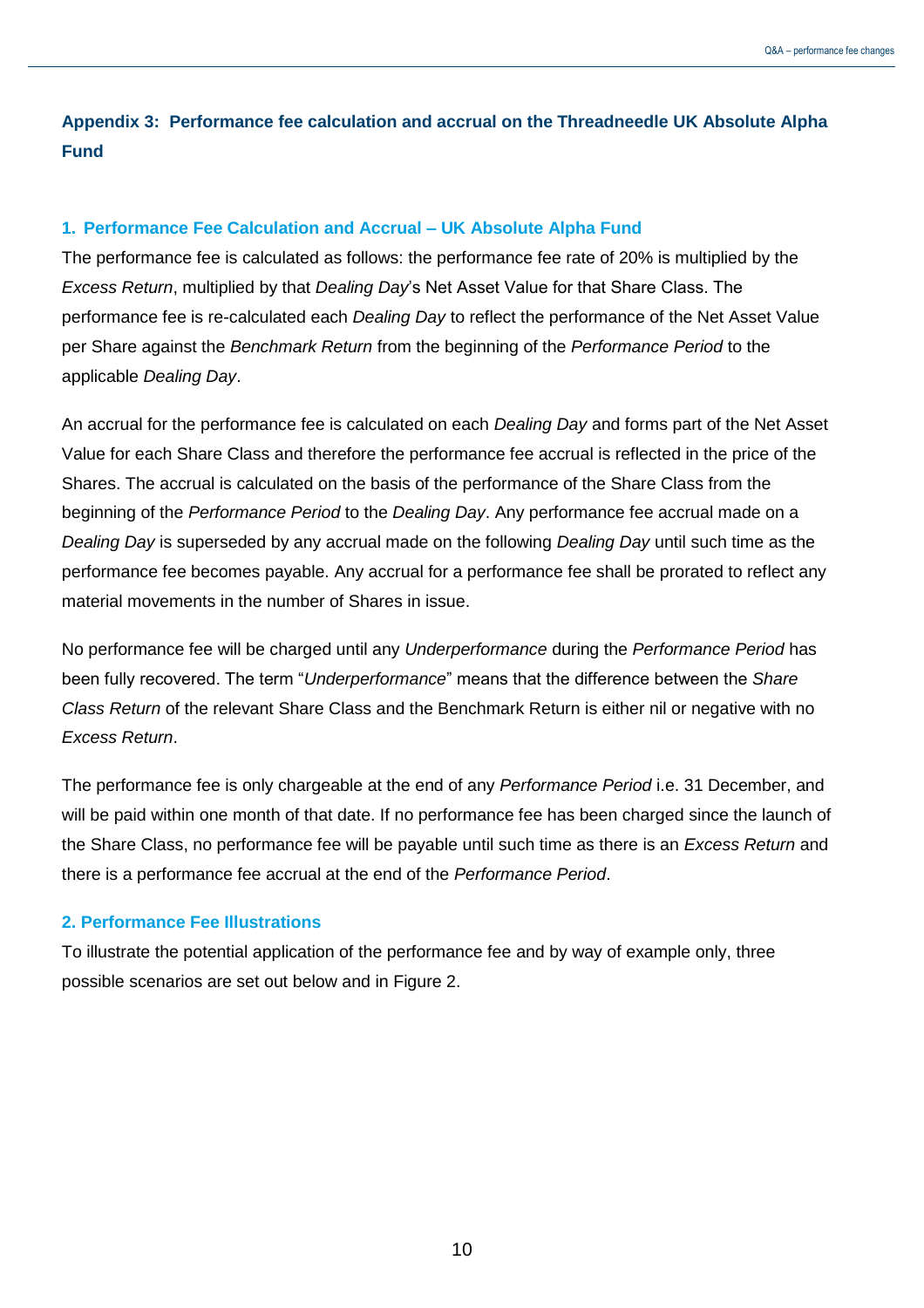## Appendix 3: Performance fee calculation and accrual on the Threadneedle UK Absolute Alpha Fund

### 1. Performance Fee Calculation and Accrual – UK Absolute Alpha Fund

The performance fee is calculated as follows: the performance fee rate of 20% is multiplied by the *Excess Return*, multiplied by that *Dealing Day*'s Net Asset Value for that Share Class. The performance fee is re-calculated each *Dealing Day* to reflect the performance of the Net Asset Value per Share against the *Benchmark Return* from the beginning of the *Performance Period* to the applicable *Dealing Day*.

An accrual for the performance fee is calculated on each *Dealing Day* and forms part of the Net Asset Value for each Share Class and therefore the performance fee accrual is reflected in the price of the Shares. The accrual is calculated on the basis of the performance of the Share Class from the beginning of the *Performance Period* to the *Dealing Day*. Any performance fee accrual made on a *Dealing Day* is superseded by any accrual made on the following *Dealing Day* until such time as the performance fee becomes payable. Any accrual for a performance fee shall be prorated to reflect any material movements in the number of Shares in issue.

No performance fee will be charged until any *Underperformance* during the *Performance Period* has been fully recovered. The term "*Underperformance*" means that the difference between the *Share Class Return* of the relevant Share Class and the Benchmark Return is either nil or negative with no *Excess Return*.

The performance fee is only chargeable at the end of any *Performance Period* i.e. 31 December, and will be paid within one month of that date. If no performance fee has been charged since the launch of the Share Class, no performance fee will be payable until such time as there is an *Excess Return* and there is a performance fee accrual at the end of the *Performance Period*.

### 2. Performance Fee Illustrations

To illustrate the potential application of the performance fee and by way of example only, three possible scenarios are set out below and in Figure 2.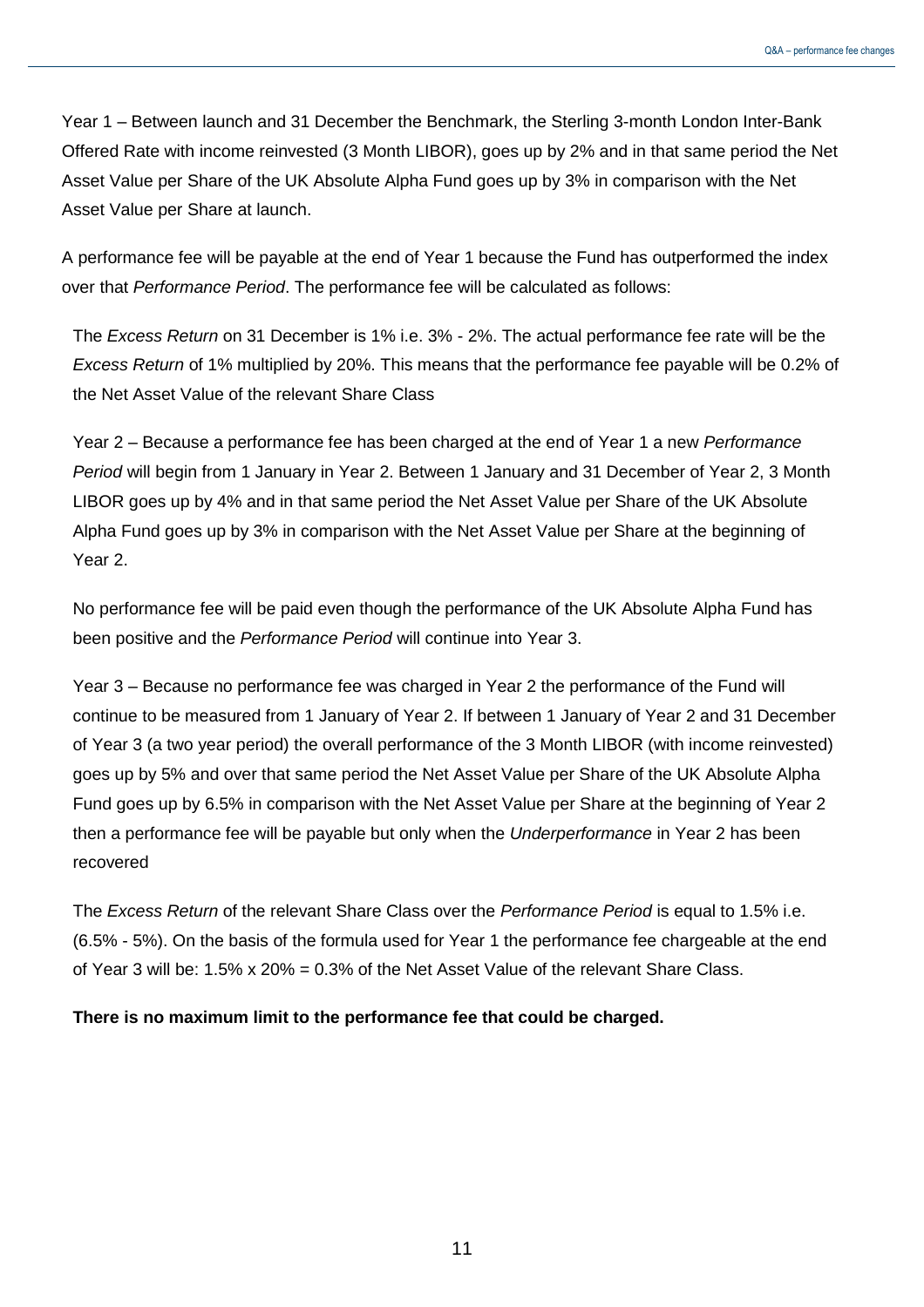Year 1 – Between launch and 31 December the Benchmark, the Sterling 3-month London Inter-Bank Offered Rate with income reinvested (3 Month LIBOR), goes up by 2% and in that same period the Net Asset Value per Share of the UK Absolute Alpha Fund goes up by 3% in comparison with the Net Asset Value per Share at launch.

A performance fee will be payable at the end of Year 1 because the Fund has outperformed the index over that *Performance Period*. The performance fee will be calculated as follows:

The *Excess Return* on 31 December is 1% i.e. 3% - 2%. The actual performance fee rate will be the *Excess Return* of 1% multiplied by 20%. This means that the performance fee payable will be 0.2% of the Net Asset Value of the relevant Share Class

Year 2 – Because a performance fee has been charged at the end of Year 1 a new *Performance Period* will begin from 1 January in Year 2. Between 1 January and 31 December of Year 2, 3 Month LIBOR goes up by 4% and in that same period the Net Asset Value per Share of the UK Absolute Alpha Fund goes up by 3% in comparison with the Net Asset Value per Share at the beginning of Year 2.

No performance fee will be paid even though the performance of the UK Absolute Alpha Fund has been positive and the *Performance Period* will continue into Year 3.

Year 3 – Because no performance fee was charged in Year 2 the performance of the Fund will continue to be measured from 1 January of Year 2. If between 1 January of Year 2 and 31 December of Year 3 (a two year period) the overall performance of the 3 Month LIBOR (with income reinvested) goes up by 5% and over that same period the Net Asset Value per Share of the UK Absolute Alpha Fund goes up by 6.5% in comparison with the Net Asset Value per Share at the beginning of Year 2 then a performance fee will be payable but only when the *Underperformance* in Year 2 has been recovered

The *Excess Return* of the relevant Share Class over the *Performance Period* is equal to 1.5% i.e. (6.5% - 5%). On the basis of the formula used for Year 1 the performance fee chargeable at the end of Year 3 will be: 1.5% x 20% = 0.3% of the Net Asset Value of the relevant Share Class.

**There is no maximum limit to the performance fee that could be charged.**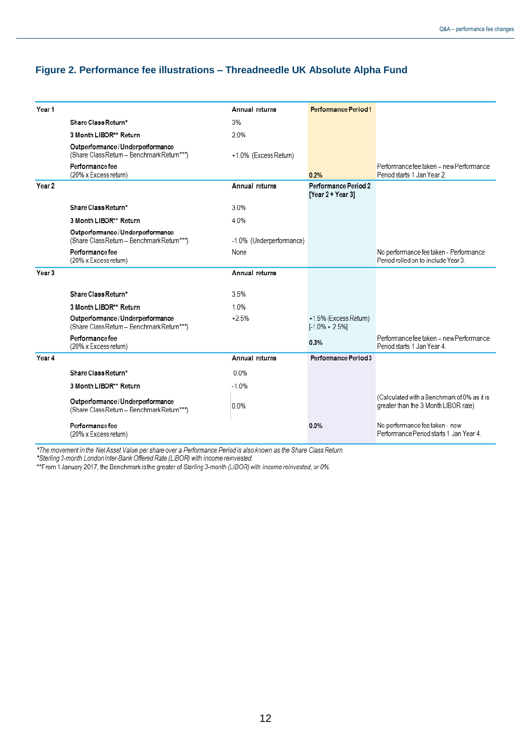## Figure 2. Performance fee illustrations – Threadneedle UK Absolute Alpha Fund

| | | Annual returns | Performance Period 1 | |
|---|---|---|---|---|
| **Year 1** | | | | |
| | **Share Class Return*** | 3% | | |
| | **3 Month LIBOR** Return** | 2.0% | | |
| | **Outperformance / Underperformance** (Share Class Return – Benchmark Return***) | +1.0% (Excess Return) | | |
| | **Performance fee** (20% x Excess return) | | 0.2% | Performance fee taken – new Performance Period starts 1 Jan Year 2. |
| **Year 2** | | **Annual returns** | **Performance Period 2 [Year 2 + Year 3]** | |
| | **Share Class Return*** | 3.0% | | |
| | **3 Month LIBOR** Return** | 4.0% | | |
| | **Outperformance / Underperformance** (Share Class Return – Benchmark Return***) | -1.0% (Underperformance) | | |
| | **Performance fee** (20% x Excess return) | None | | No performance fee taken - Performance Period rolled on to include Year 3. |
| **Year 3** | | **Annual returns** | | |
| | **Share Class Return*** | 3.5% | | |
| | **3 Month LIBOR** Return** | 1.0% | | |
| | **Outperformance / Underperformance** (Share Class Return – Benchmark Return***) | +2.5% | +1.5% (Excess Return) [-1.0% + 2.5%] | |
| | **Performance fee** (20% x Excess return) | | 0.3% | Performance fee taken – new Performance Period starts 1 Jan Year 4. |
| **Year 4** | | **Annual returns** | **Performance Period 3** | |
| | **Share Class Return*** | 0.0% | | |
| | **3 Month LIBOR** Return** | -1.0% | | |
| | **Outperformance / Underperformance** (Share Class Return – Benchmark Return***) | 0.0% | | (Calculated with a Benchmark of 0% as it is greater than the 3 Month LIBOR rate) |
| | **Performance fee** (20% x Excess return) | | 0.0% | No performance fee taken - new Performance Period starts 1 Jan Year 4. |

*The movement in the Net Asset Value per share over a Performance Period is also known as the Share Class Return.*
*Sterling 3-month London Inter-Bank Offered Rate (LIBOR) with income reinvested.*
**From 1 January 2017, the Benchmark is the greater of *Sterling 3-month (LIBOR) with income reinvested, or 0%.*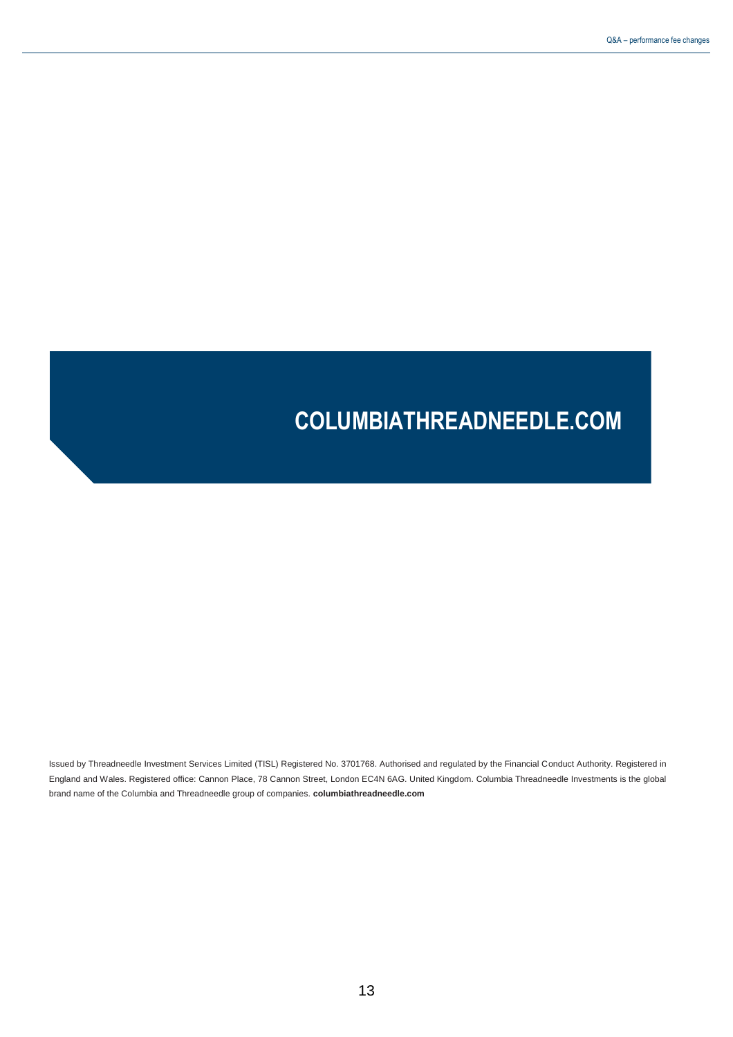## COLUMBIATHREADNEEDLE.COM

Issued by Threadneedle Investment Services Limited (TISL) Registered No. 3701768. Authorised and regulated by the Financial Conduct Authority. Registered in England and Wales. Registered office: Cannon Place, 78 Cannon Street, London EC4N 6AG. United Kingdom. Columbia Threadneedle Investments is the global brand name of the Columbia and Threadneedle group of companies. **columbiathreadneedle.com**